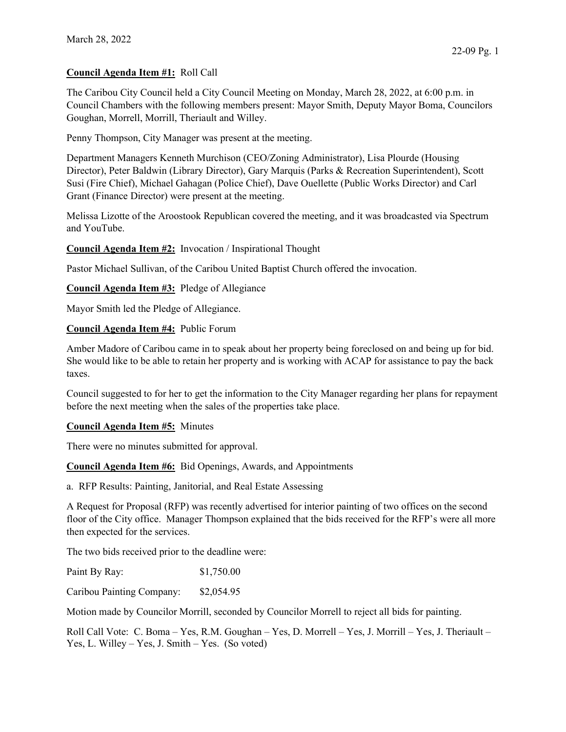March 28, 2022

**Council Agenda Item #1:** Roll Call

The Caribou City Council held a City Council Meeting on Monday, March 28, 2022, at 6:00 p.m. in Council Chambers with the following members present: Mayor Smith, Deputy Mayor Boma, Councilors Goughan, Morrell, Morrill, Theriault and Willey.

Penny Thompson, City Manager was present at the meeting.

Department Managers Kenneth Murchison (CEO/Zoning Administrator), Lisa Plourde (Housing Director), Peter Baldwin (Library Director), Gary Marquis (Parks & Recreation Superintendent), Scott Susi (Fire Chief), Michael Gahagan (Police Chief), Dave Ouellette (Public Works Director) and Carl Grant (Finance Director) were present at the meeting.

Melissa Lizotte of the Aroostook Republican covered the meeting, and it was broadcasted via Spectrum and YouTube.

**Council Agenda Item #2:** Invocation / Inspirational Thought

Pastor Michael Sullivan, of the Caribou United Baptist Church offered the invocation.

**Council Agenda Item #3:** Pledge of Allegiance

Mayor Smith led the Pledge of Allegiance.

**Council Agenda Item #4:** Public Forum

Amber Madore of Caribou came in to speak about her property being foreclosed on and being up for bid. She would like to be able to retain her property and is working with ACAP for assistance to pay the back taxes.

Council suggested to for her to get the information to the City Manager regarding her plans for repayment before the next meeting when the sales of the properties take place.

**Council Agenda Item #5:** Minutes

There were no minutes submitted for approval.

**Council Agenda Item #6:** Bid Openings, Awards, and Appointments

a. RFP Results: Painting, Janitorial, and Real Estate Assessing

A Request for Proposal (RFP) was recently advertised for interior painting of two offices on the second floor of the City office. Manager Thompson explained that the bids received for the RFP's were all more then expected for the services.

The two bids received prior to the deadline were:

Paint By Ray: $1,750.00

Caribou Painting Company: $2,054.95

Motion made by Councilor Morrill, seconded by Councilor Morrell to reject all bids for painting.

Roll Call Vote: C. Boma – Yes, R.M. Goughan – Yes, D. Morrell – Yes, J. Morrill – Yes, J. Theriault – Yes, L. Willey – Yes, J. Smith – Yes. (So voted)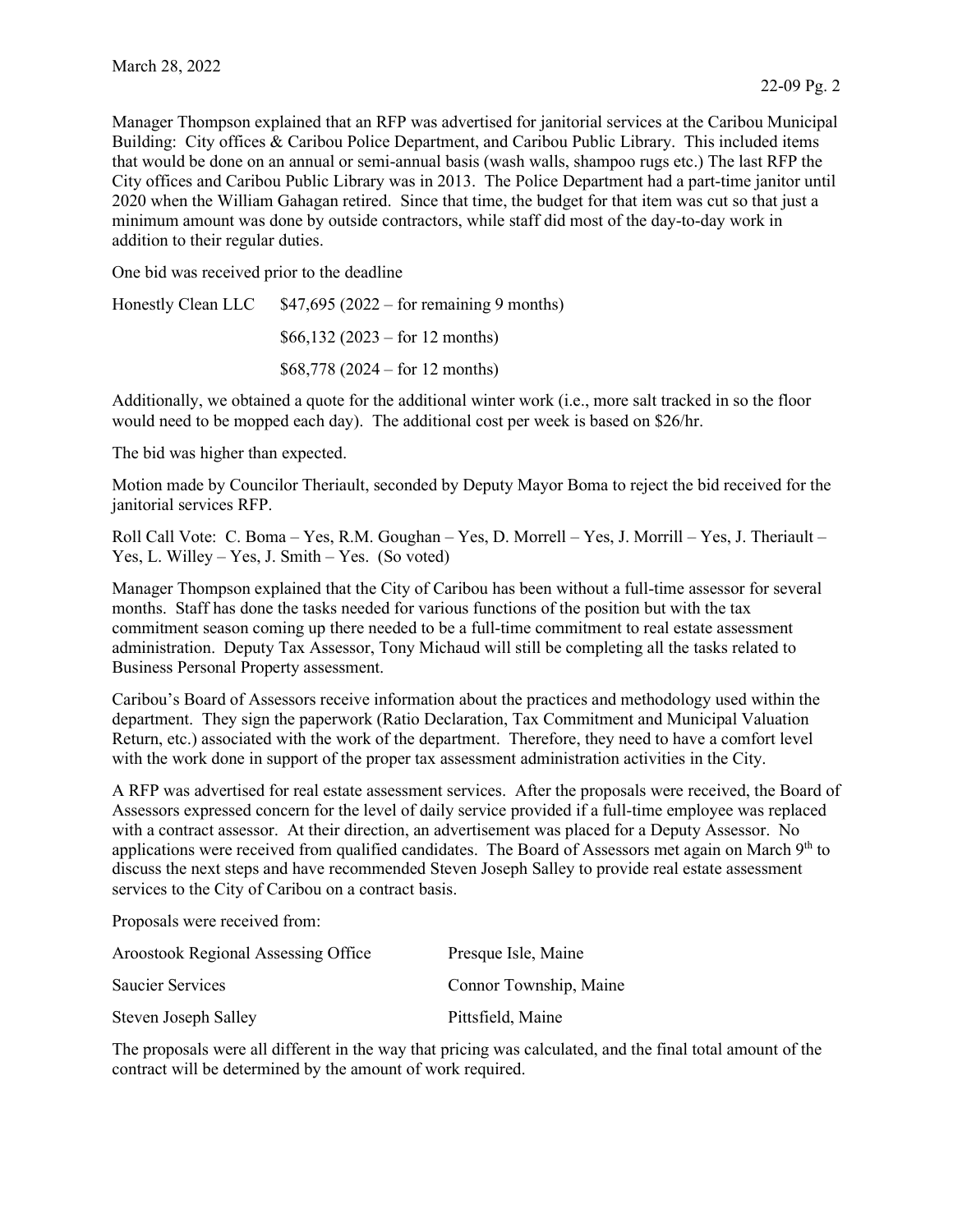Manager Thompson explained that an RFP was advertised for janitorial services at the Caribou Municipal Building: City offices & Caribou Police Department, and Caribou Public Library. This included items that would be done on an annual or semi-annual basis (wash walls, shampoo rugs etc.) The last RFP the City offices and Caribou Public Library was in 2013. The Police Department had a part-time janitor until 2020 when the William Gahagan retired. Since that time, the budget for that item was cut so that just a minimum amount was done by outside contractors, while staff did most of the day-to-day work in addition to their regular duties.

One bid was received prior to the deadline

| | |
|---|---|
| Honestly Clean LLC | $47,695 (2022 – for remaining 9 months) |
| | $66,132 (2023 – for 12 months) |
| | $68,778 (2024 – for 12 months) |

Additionally, we obtained a quote for the additional winter work (i.e., more salt tracked in so the floor would need to be mopped each day). The additional cost per week is based on $26/hr.

The bid was higher than expected.

Motion made by Councilor Theriault, seconded by Deputy Mayor Boma to reject the bid received for the janitorial services RFP.

Roll Call Vote: C. Boma – Yes, R.M. Goughan – Yes, D. Morrell – Yes, J. Morrill – Yes, J. Theriault – Yes, L. Willey – Yes, J. Smith – Yes. (So voted)

Manager Thompson explained that the City of Caribou has been without a full-time assessor for several months. Staff has done the tasks needed for various functions of the position but with the tax commitment season coming up there needed to be a full-time commitment to real estate assessment administration. Deputy Tax Assessor, Tony Michaud will still be completing all the tasks related to Business Personal Property assessment.

Caribou's Board of Assessors receive information about the practices and methodology used within the department. They sign the paperwork (Ratio Declaration, Tax Commitment and Municipal Valuation Return, etc.) associated with the work of the department. Therefore, they need to have a comfort level with the work done in support of the proper tax assessment administration activities in the City.

A RFP was advertised for real estate assessment services. After the proposals were received, the Board of Assessors expressed concern for the level of daily service provided if a full-time employee was replaced with a contract assessor. At their direction, an advertisement was placed for a Deputy Assessor. No applications were received from qualified candidates. The Board of Assessors met again on March 9th to discuss the next steps and have recommended Steven Joseph Salley to provide real estate assessment services to the City of Caribou on a contract basis.

Proposals were received from:

| | |
|---|---|
| Aroostook Regional Assessing Office | Presque Isle, Maine |
| Saucier Services | Connor Township, Maine |
| Steven Joseph Salley | Pittsfield, Maine |

The proposals were all different in the way that pricing was calculated, and the final total amount of the contract will be determined by the amount of work required.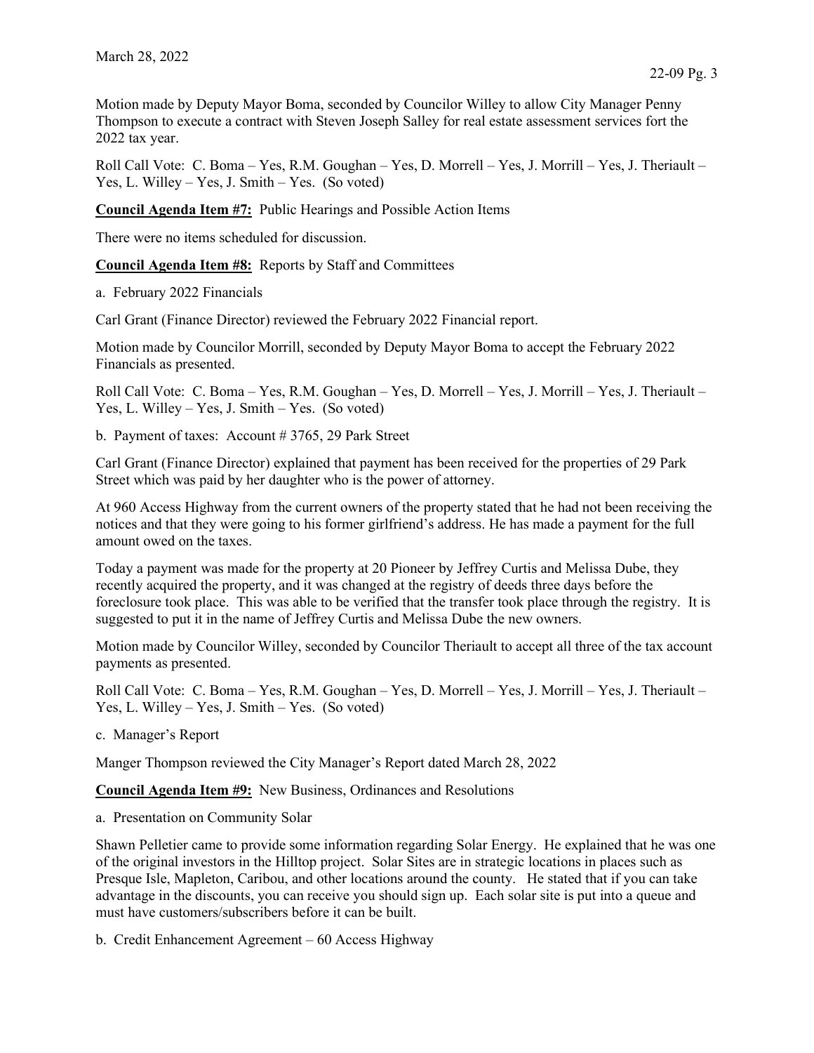Motion made by Deputy Mayor Boma, seconded by Councilor Willey to allow City Manager Penny Thompson to execute a contract with Steven Joseph Salley for real estate assessment services fort the 2022 tax year.

Roll Call Vote: C. Boma – Yes, R.M. Goughan – Yes, D. Morrell – Yes, J. Morrill – Yes, J. Theriault – Yes, L. Willey – Yes, J. Smith – Yes. (So voted)

**Council Agenda Item #7:** Public Hearings and Possible Action Items

There were no items scheduled for discussion.

**Council Agenda Item #8:** Reports by Staff and Committees

a. February 2022 Financials

Carl Grant (Finance Director) reviewed the February 2022 Financial report.

Motion made by Councilor Morrill, seconded by Deputy Mayor Boma to accept the February 2022 Financials as presented.

Roll Call Vote: C. Boma – Yes, R.M. Goughan – Yes, D. Morrell – Yes, J. Morrill – Yes, J. Theriault – Yes, L. Willey – Yes, J. Smith – Yes. (So voted)

b. Payment of taxes: Account # 3765, 29 Park Street

Carl Grant (Finance Director) explained that payment has been received for the properties of 29 Park Street which was paid by her daughter who is the power of attorney.

At 960 Access Highway from the current owners of the property stated that he had not been receiving the notices and that they were going to his former girlfriend's address. He has made a payment for the full amount owed on the taxes.

Today a payment was made for the property at 20 Pioneer by Jeffrey Curtis and Melissa Dube, they recently acquired the property, and it was changed at the registry of deeds three days before the foreclosure took place. This was able to be verified that the transfer took place through the registry. It is suggested to put it in the name of Jeffrey Curtis and Melissa Dube the new owners.

Motion made by Councilor Willey, seconded by Councilor Theriault to accept all three of the tax account payments as presented.

Roll Call Vote: C. Boma – Yes, R.M. Goughan – Yes, D. Morrell – Yes, J. Morrill – Yes, J. Theriault – Yes, L. Willey – Yes, J. Smith – Yes. (So voted)

c. Manager's Report

Manger Thompson reviewed the City Manager's Report dated March 28, 2022

**Council Agenda Item #9:** New Business, Ordinances and Resolutions

a. Presentation on Community Solar

Shawn Pelletier came to provide some information regarding Solar Energy. He explained that he was one of the original investors in the Hilltop project. Solar Sites are in strategic locations in places such as Presque Isle, Mapleton, Caribou, and other locations around the county. He stated that if you can take advantage in the discounts, you can receive you should sign up. Each solar site is put into a queue and must have customers/subscribers before it can be built.

b. Credit Enhancement Agreement – 60 Access Highway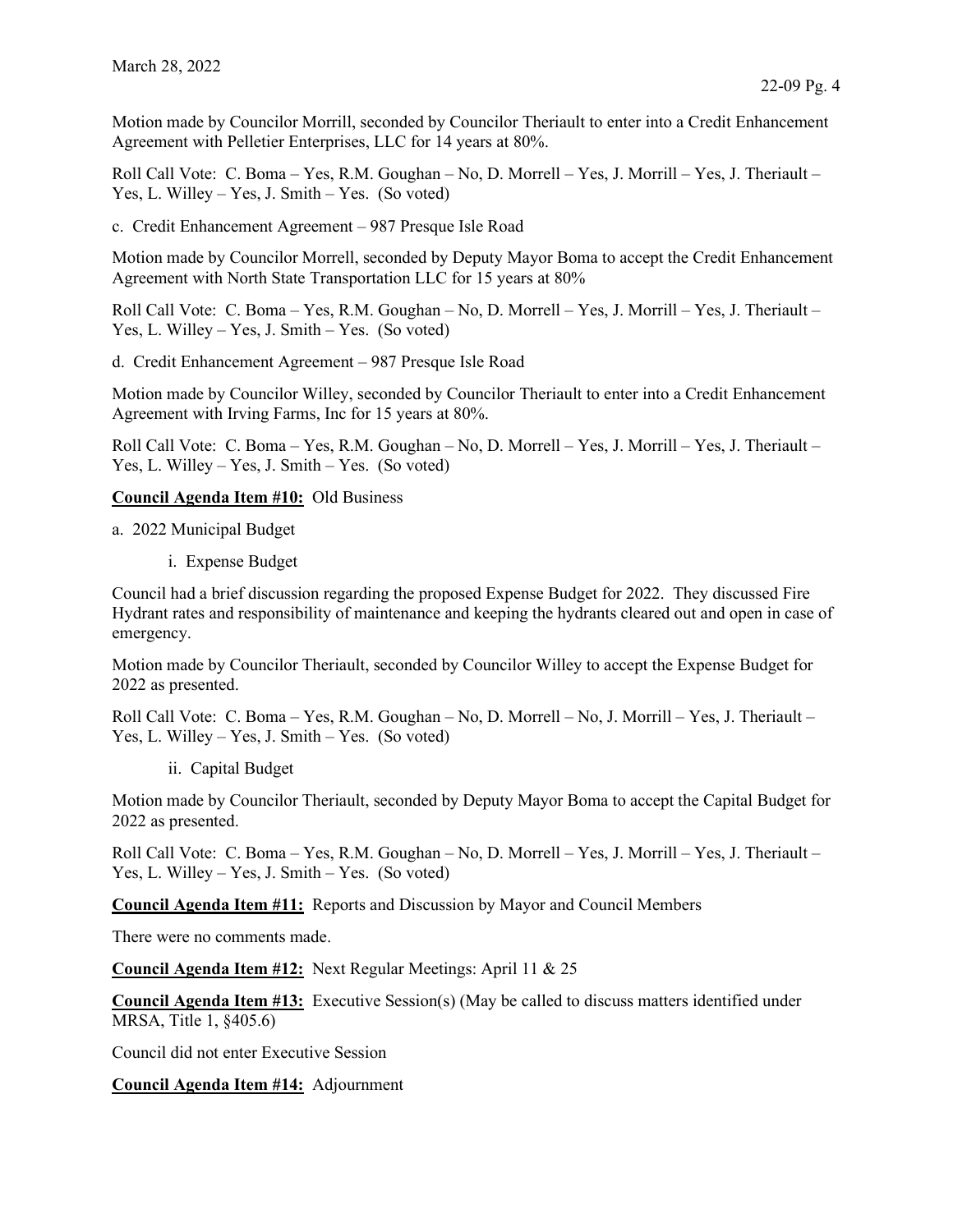Motion made by Councilor Morrill, seconded by Councilor Theriault to enter into a Credit Enhancement Agreement with Pelletier Enterprises, LLC for 14 years at 80%.

Roll Call Vote: C. Boma – Yes, R.M. Goughan – No, D. Morrell – Yes, J. Morrill – Yes, J. Theriault – Yes, L. Willey – Yes, J. Smith – Yes. (So voted)

c. Credit Enhancement Agreement – 987 Presque Isle Road

Motion made by Councilor Morrell, seconded by Deputy Mayor Boma to accept the Credit Enhancement Agreement with North State Transportation LLC for 15 years at 80%

Roll Call Vote: C. Boma – Yes, R.M. Goughan – No, D. Morrell – Yes, J. Morrill – Yes, J. Theriault – Yes, L. Willey – Yes, J. Smith – Yes. (So voted)

d. Credit Enhancement Agreement – 987 Presque Isle Road

Motion made by Councilor Willey, seconded by Councilor Theriault to enter into a Credit Enhancement Agreement with Irving Farms, Inc for 15 years at 80%.

Roll Call Vote: C. Boma – Yes, R.M. Goughan – No, D. Morrell – Yes, J. Morrill – Yes, J. Theriault – Yes, L. Willey – Yes, J. Smith – Yes. (So voted)

**Council Agenda Item #10:** Old Business

a. 2022 Municipal Budget

i. Expense Budget

Council had a brief discussion regarding the proposed Expense Budget for 2022. They discussed Fire Hydrant rates and responsibility of maintenance and keeping the hydrants cleared out and open in case of emergency.

Motion made by Councilor Theriault, seconded by Councilor Willey to accept the Expense Budget for 2022 as presented.

Roll Call Vote: C. Boma – Yes, R.M. Goughan – No, D. Morrell – No, J. Morrill – Yes, J. Theriault – Yes, L. Willey – Yes, J. Smith – Yes. (So voted)

ii. Capital Budget

Motion made by Councilor Theriault, seconded by Deputy Mayor Boma to accept the Capital Budget for 2022 as presented.

Roll Call Vote: C. Boma – Yes, R.M. Goughan – No, D. Morrell – Yes, J. Morrill – Yes, J. Theriault – Yes, L. Willey – Yes, J. Smith – Yes. (So voted)

**Council Agenda Item #11:** Reports and Discussion by Mayor and Council Members

There were no comments made.

**Council Agenda Item #12:** Next Regular Meetings: April 11 & 25

**Council Agenda Item #13:** Executive Session(s) (May be called to discuss matters identified under MRSA, Title 1, §405.6)

Council did not enter Executive Session

**Council Agenda Item #14:** Adjournment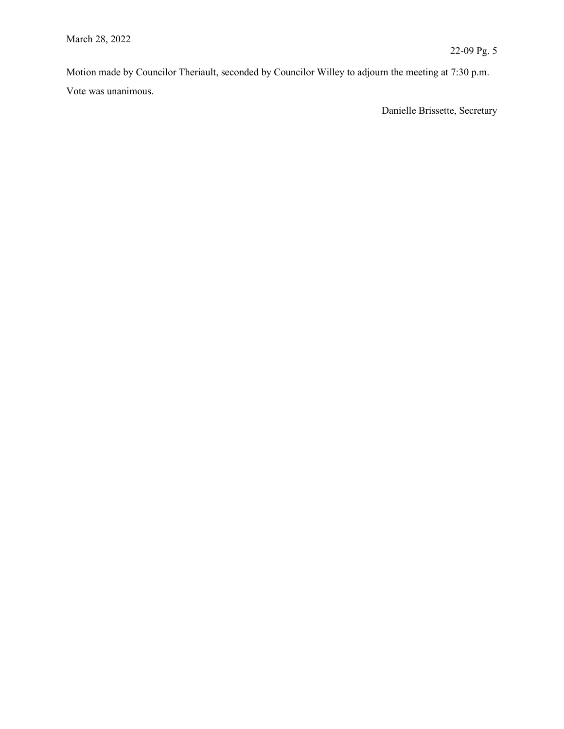Motion made by Councilor Theriault, seconded by Councilor Willey to adjourn the meeting at 7:30 p.m. Vote was unanimous.

Danielle Brissette, Secretary